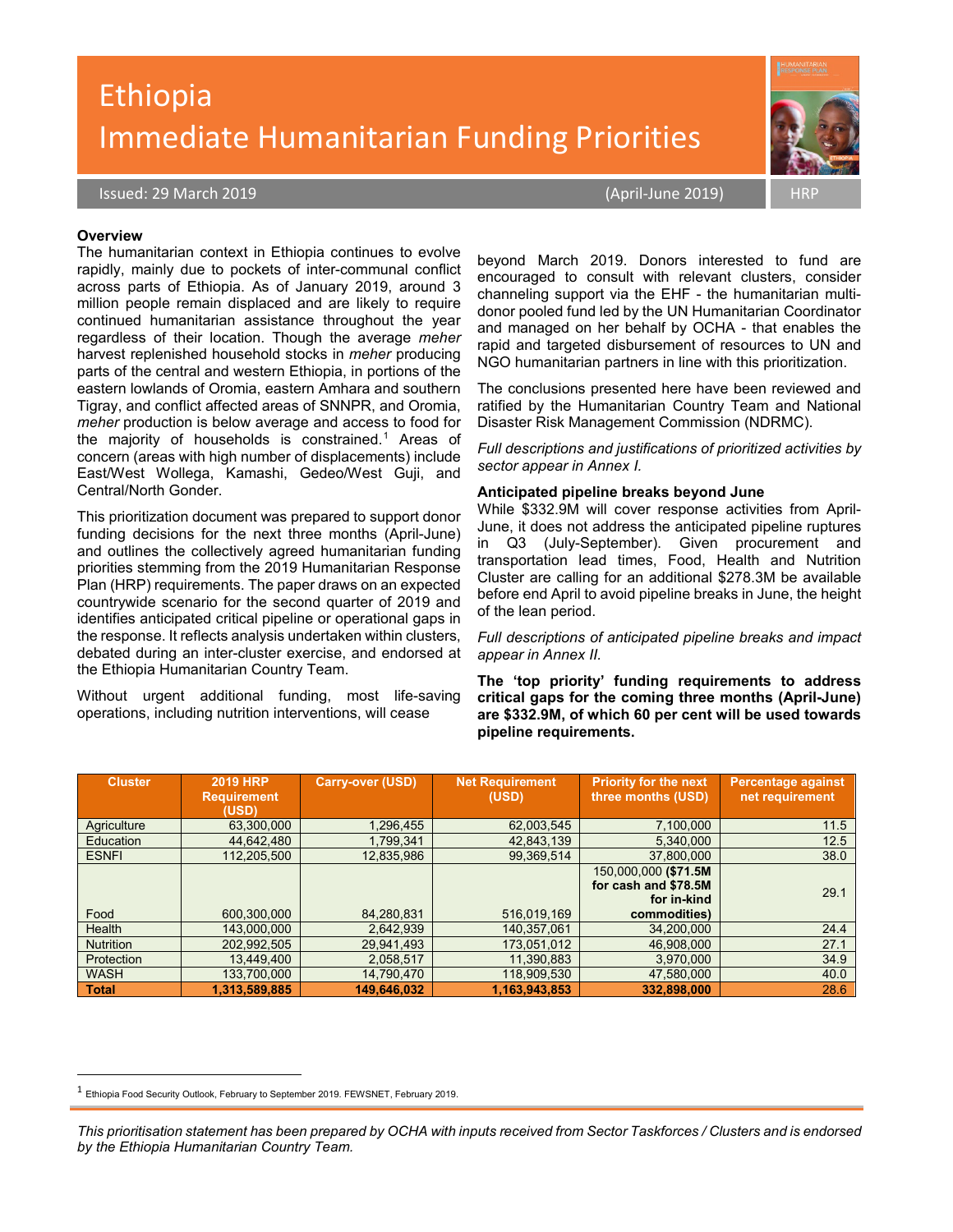# Ethiopia
# Immediate Humanitarian Funding Priorities

Issued: 29 March 2019 (April-June 2019) HRP

**Overview**

The humanitarian context in Ethiopia continues to evolve rapidly, mainly due to pockets of inter-communal conflict across parts of Ethiopia. As of January 2019, around 3 million people remain displaced and are likely to require continued humanitarian assistance throughout the year regardless of their location. Though the average *meher* harvest replenished household stocks in *meher* producing parts of the central and western Ethiopia, in portions of the eastern lowlands of Oromia, eastern Amhara and southern Tigray, and conflict affected areas of SNNPR, and Oromia, *meher* production is below average and access to food for the majority of households is constrained.[1] Areas of concern (areas with high number of displacements) include East/West Wollega, Kamashi, Gedeo/West Guji, and Central/North Gonder.

This prioritization document was prepared to support donor funding decisions for the next three months (April-June) and outlines the collectively agreed humanitarian funding priorities stemming from the 2019 Humanitarian Response Plan (HRP) requirements. The paper draws on an expected countrywide scenario for the second quarter of 2019 and identifies anticipated critical pipeline or operational gaps in the response. It reflects analysis undertaken within clusters, debated during an inter-cluster exercise, and endorsed at the Ethiopia Humanitarian Country Team.

Without urgent additional funding, most life-saving operations, including nutrition interventions, will cease beyond March 2019. Donors interested to fund are encouraged to consult with relevant clusters, consider channeling support via the EHF - the humanitarian multi-donor pooled fund led by the UN Humanitarian Coordinator and managed on her behalf by OCHA - that enables the rapid and targeted disbursement of resources to UN and NGO humanitarian partners in line with this prioritization.

The conclusions presented here have been reviewed and ratified by the Humanitarian Country Team and National Disaster Risk Management Commission (NDRMC).

*Full descriptions and justifications of prioritized activities by sector appear in Annex I.*

**Anticipated pipeline breaks beyond June**

While $332.9M will cover response activities from April-June, it does not address the anticipated pipeline ruptures in Q3 (July-September). Given procurement and transportation lead times, Food, Health and Nutrition Cluster are calling for an additional $278.3M be available before end April to avoid pipeline breaks in June, the height of the lean period.

*Full descriptions of anticipated pipeline breaks and impact appear in Annex II.*

**The 'top priority' funding requirements to address critical gaps for the coming three months (April-June) are $332.9M, of which 60 per cent will be used towards pipeline requirements.**

| Cluster | 2019 HRP Requirement (USD) | Carry-over (USD) | Net Requirement (USD) | Priority for the next three months (USD) | Percentage against net requirement |
|---|---|---|---|---|---|
| Agriculture | 63,300,000 | 1,296,455 | 62,003,545 | 7,100,000 | 11.5 |
| Education | 44,642,480 | 1,799,341 | 42,843,139 | 5,340,000 | 12.5 |
| ESNFI | 112,205,500 | 12,835,986 | 99,369,514 | 37,800,000 | 38.0 |
| Food | 600,300,000 | 84,280,831 | 516,019,169 | 150,000,000 **($71.5M for cash and $78.5M for in-kind commodities)** | 29.1 |
| Health | 143,000,000 | 2,642,939 | 140,357,061 | 34,200,000 | 24.4 |
| Nutrition | 202,992,505 | 29,941,493 | 173,051,012 | 46,908,000 | 27.1 |
| Protection | 13,449,400 | 2,058,517 | 11,390,883 | 3,970,000 | 34.9 |
| WASH | 133,700,000 | 14,790,470 | 118,909,530 | 47,580,000 | 40.0 |
| **Total** | **1,313,589,885** | **149,646,032** | **1,163,943,853** | **332,898,000** | **28.6** |

[1] Ethiopia Food Security Outlook, February to September 2019. FEWSNET, February 2019.

*This prioritisation statement has been prepared by OCHA with inputs received from Sector Taskforces / Clusters and is endorsed by the Ethiopia Humanitarian Country Team.*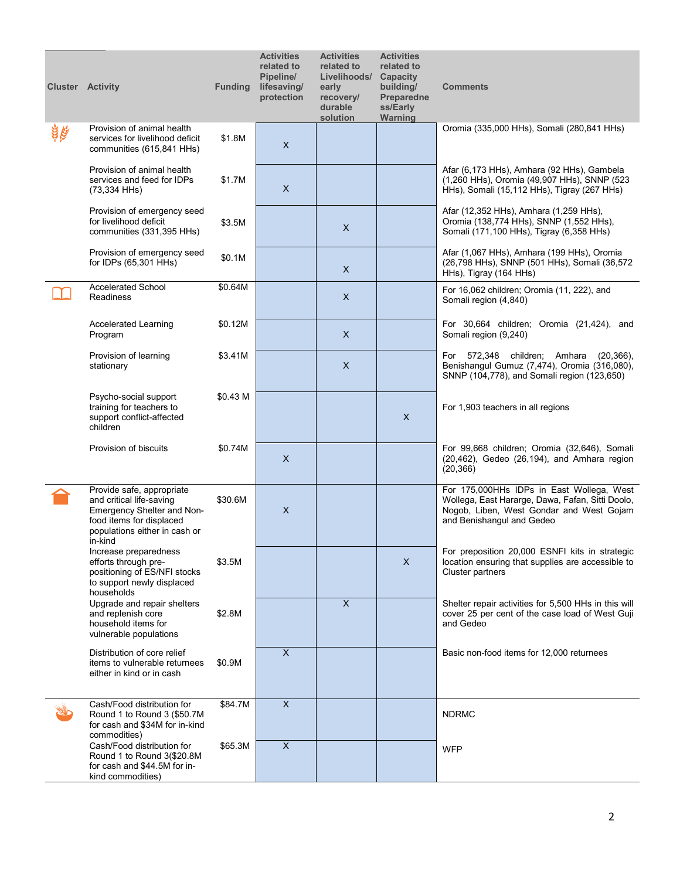| Cluster | Activity | Funding | Activities related to Pipeline/ lifesaving/ protection | Activities related to Livelihoods/ early recovery/ durable solution | Activities related to Capacity building/ Preparedness/Early Warning | Comments |
|---|---|---|---|---|---|---|
| | Provision of animal health services for livelihood deficit communities (615,841 HHs) | $1.8M | X | | | Oromia (335,000 HHs), Somali (280,841 HHs) |
| | Provision of animal health services and feed for IDPs (73,334 HHs) | $1.7M | X | | | Afar (6,173 HHs), Amhara (92 HHs), Gambela (1,260 HHs), Oromia (49,907 HHs), SNNP (523 HHs), Somali (15,112 HHs), Tigray (267 HHs) |
| | Provision of emergency seed for livelihood deficit communities (331,395 HHs) | $3.5M | | X | | Afar (12,352 HHs), Amhara (1,259 HHs), Oromia (138,774 HHs), SNNP (1,552 HHs), Somali (171,100 HHs), Tigray (6,358 HHs) |
| | Provision of emergency seed for IDPs (65,301 HHs) | $0.1M | | X | | Afar (1,067 HHs), Amhara (199 HHs), Oromia (26,798 HHs), SNNP (501 HHs), Somali (36,572 HHs), Tigray (164 HHs) |
| | Accelerated School Readiness | $0.64M | | X | | For 16,062 children; Oromia (11, 222), and Somali region (4,840) |
| | Accelerated Learning Program | $0.12M | | X | | For 30,664 children; Oromia (21,424), and Somali region (9,240) |
| | Provision of learning stationary | $3.41M | | X | | For 572,348 children; Amhara (20,366), Benishangul Gumuz (7,474), Oromia (316,080), SNNP (104,778), and Somali region (123,650) |
| | Psycho-social support training for teachers to support conflict-affected children | $0.43 M | | | X | For 1,903 teachers in all regions |
| | Provision of biscuits | $0.74M | X | | | For 99,668 children; Oromia (32,646), Somali (20,462), Gedeo (26,194), and Amhara region (20,366) |
| | Provide safe, appropriate and critical life-saving Emergency Shelter and Non-food items for displaced populations either in cash or in-kind | $30.6M | X | | | For 175,000HHs IDPs in East Wollega, West Wollega, East Hararge, Dawa, Fafan, Sitti Doolo, Nogob, Liben, West Gondar and West Gojam and Benishangul and Gedeo |
| | Increase preparedness efforts through pre-positioning of ES/NFI stocks to support newly displaced households | $3.5M | | | X | For preposition 20,000 ESNFI kits in strategic location ensuring that supplies are accessible to Cluster partners |
| | Upgrade and repair shelters and replenish core household items for vulnerable populations | $2.8M | | X | | Shelter repair activities for 5,500 HHs in this will cover 25 per cent of the case load of West Guji and Gedeo |
| | Distribution of core relief items to vulnerable returnees either in kind or in cash | $0.9M | X | | | Basic non-food items for 12,000 returnees |
| | Cash/Food distribution for Round 1 to Round 3 ($50.7M for cash and $34M for in-kind commodities) | $84.7M | X | | | NDRMC |
| | Cash/Food distribution for Round 1 to Round 3($20.8M for cash and $44.5M for in-kind commodities) | $65.3M | X | | | WFP |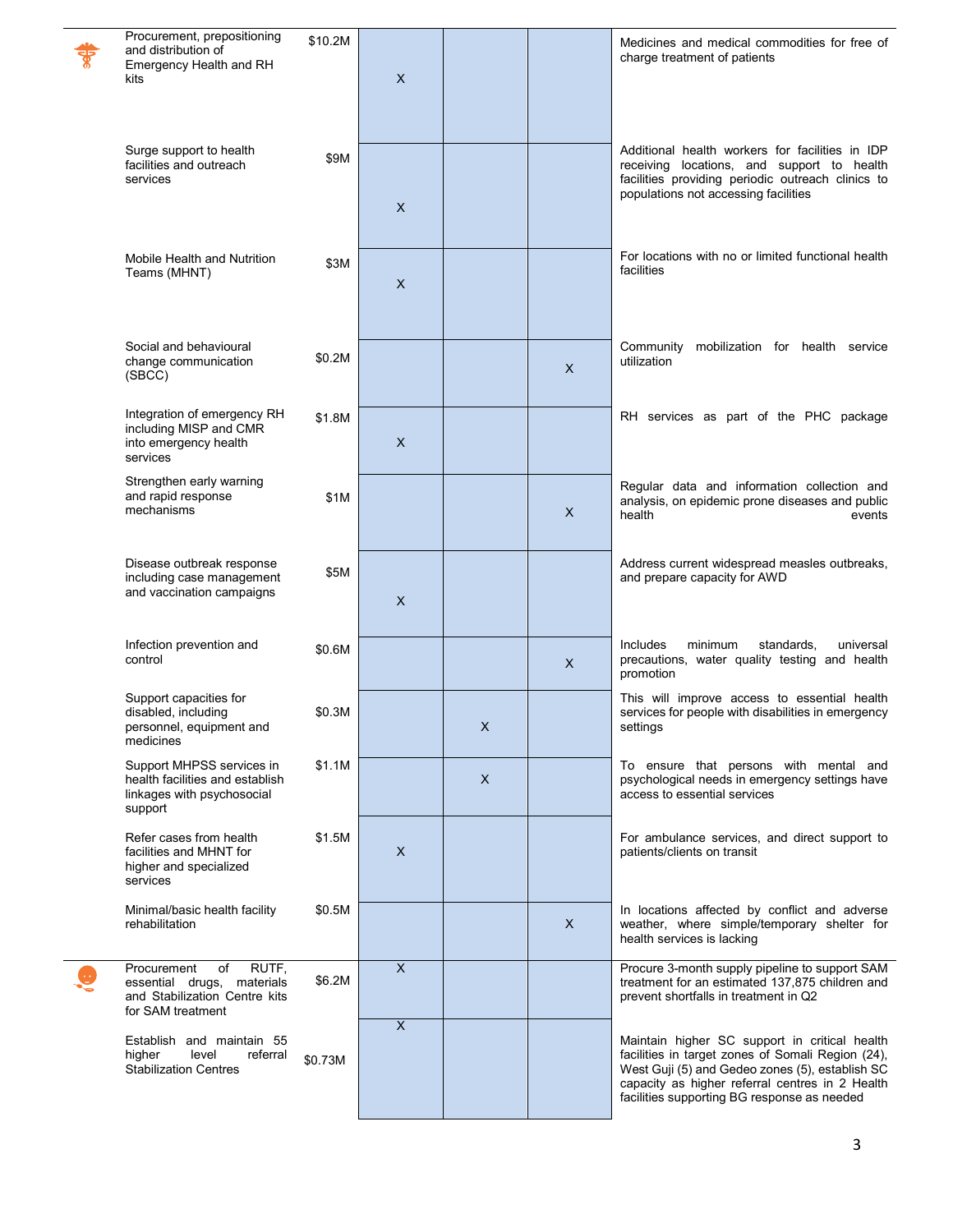| | Activity | Cost | | | | Description |
|---|---|---|---|---|---|---|
| | Procurement, prepositioning and distribution of Emergency Health and RH kits | $10.2M | X | | | Medicines and medical commodities for free of charge treatment of patients |
| | Surge support to health facilities and outreach services | $9M | X | | | Additional health workers for facilities in IDP receiving locations, and support to health facilities providing periodic outreach clinics to populations not accessing facilities |
| | Mobile Health and Nutrition Teams (MHNT) | $3M | X | | | For locations with no or limited functional health facilities |
| | Social and behavioural change communication (SBCC) | $0.2M | | | X | Community mobilization for health service utilization |
| | Integration of emergency RH including MISP and CMR into emergency health services | $1.8M | X | | | RH services as part of the PHC package |
| | Strengthen early warning and rapid response mechanisms | $1M | | | X | Regular data and information collection and analysis, on epidemic prone diseases and public health events |
| | Disease outbreak response including case management and vaccination campaigns | $5M | X | | | Address current widespread measles outbreaks, and prepare capacity for AWD |
| | Infection prevention and control | $0.6M | | | X | Includes minimum standards, universal precautions, water quality testing and health promotion |
| | Support capacities for disabled, including personnel, equipment and medicines | $0.3M | | X | | This will improve access to essential health services for people with disabilities in emergency settings |
| | Support MHPSS services in health facilities and establish linkages with psychosocial support | $1.1M | | X | | To ensure that persons with mental and psychological needs in emergency settings have access to essential services |
| | Refer cases from health facilities and MHNT for higher and specialized services | $1.5M | X | | | For ambulance services, and direct support to patients/clients on transit |
| | Minimal/basic health facility rehabilitation | $0.5M | | | X | In locations affected by conflict and adverse weather, where simple/temporary shelter for health services is lacking |
| | Procurement of RUTF, essential drugs, materials and Stabilization Centre kits for SAM treatment | $6.2M | X | | | Procure 3-month supply pipeline to support SAM treatment for an estimated 137,875 children and prevent shortfalls in treatment in Q2 |
| | Establish and maintain 55 higher level referral Stabilization Centres | $0.73M | X | | | Maintain higher SC support in critical health facilities in target zones of Somali Region (24), West Guji (5) and Gedeo zones (5), establish SC capacity as higher referral centres in 2 Health facilities supporting BG response as needed |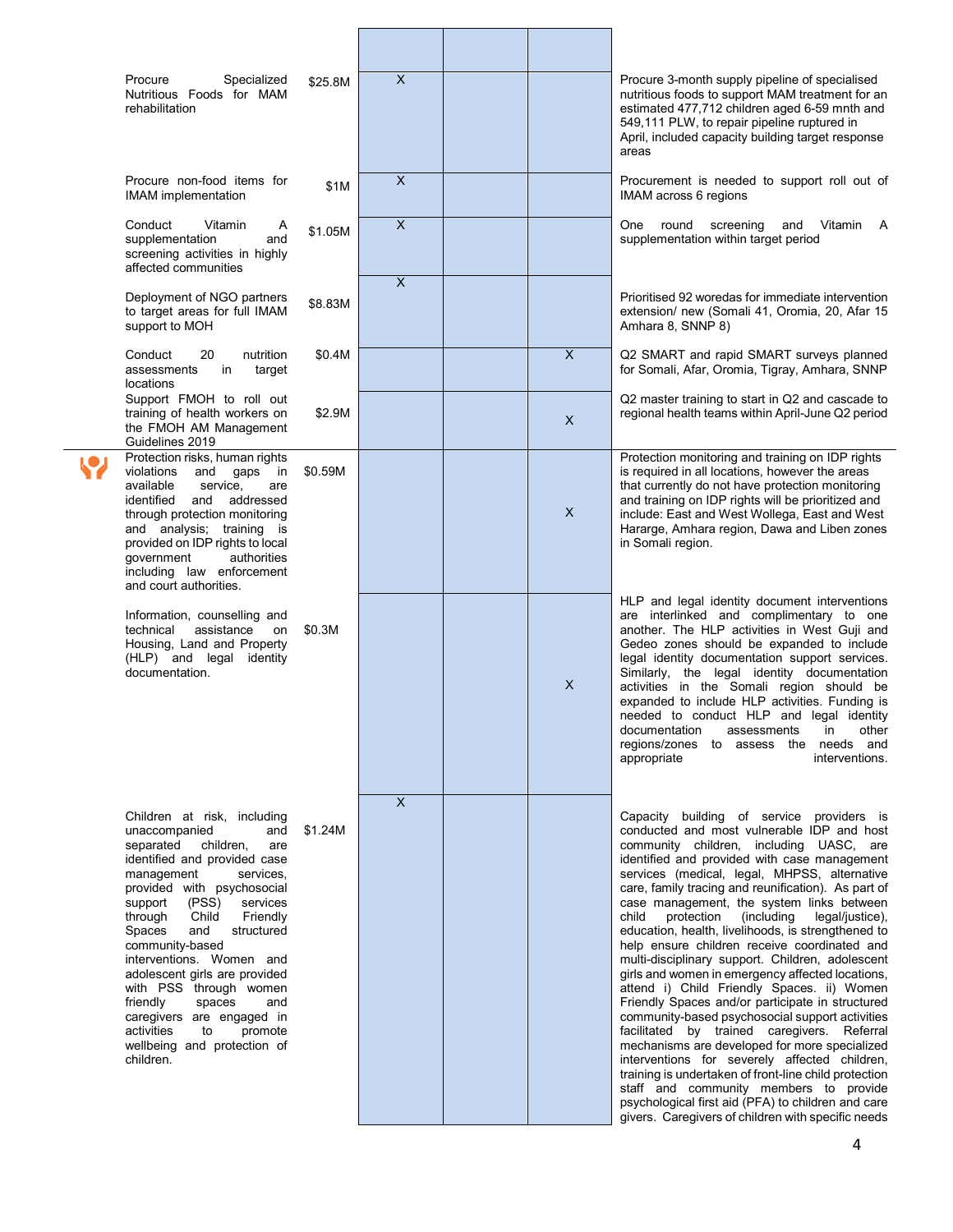| Activity | Budget | | | | Notes |
|---|---|---|---|---|---|
| Procure Specialized Nutritious Foods for MAM rehabilitation | $25.8M | X | | | Procure 3-month supply pipeline of specialised nutritious foods to support MAM treatment for an estimated 477,712 children aged 6-59 mnth and 549,111 PLW, to repair pipeline ruptured in April, included capacity building target response areas |
| Procure non-food items for IMAM implementation | $1M | X | | | Procurement is needed to support roll out of IMAM across 6 regions |
| Conduct Vitamin A supplementation and screening activities in highly affected communities | $1.05M | X | | | One round screening and Vitamin A supplementation within target period |
| Deployment of NGO partners to target areas for full IMAM support to MOH | $8.83M | X | | | Prioritised 92 woredas for immediate intervention extension/ new (Somali 41, Oromia, 20, Afar 15 Amhara 8, SNNP 8) |
| Conduct 20 nutrition assessments in target locations | $0.4M | | | X | Q2 SMART and rapid SMART surveys planned for Somali, Afar, Oromia, Tigray, Amhara, SNNP |
| Support FMOH to roll out training of health workers on the FMOH AM Management Guidelines 2019 | $2.9M | | | X | Q2 master training to start in Q2 and cascade to regional health teams within April-June Q2 period |
| Protection risks, human rights violations and gaps in available service, are identified and addressed through protection monitoring and analysis; training is provided on IDP rights to local government authorities including law enforcement and court authorities. | $0.59M | | | X | Protection monitoring and training on IDP rights is required in all locations, however the areas that currently do not have protection monitoring and training on IDP rights will be prioritized and include: East and West Wollega, East and West Hararge, Amhara region, Dawa and Liben zones in Somali region. |
| Information, counselling and technical assistance on Housing, Land and Property (HLP) and legal identity documentation. | $0.3M | | | X | HLP and legal identity document interventions are interlinked and complimentary to one another. The HLP activities in West Guji and Gedeo zones should be expanded to include legal identity documentation support services. Similarly, the legal identity documentation activities in the Somali region should be expanded to include HLP activities. Funding is needed to conduct HLP and legal identity documentation assessments in other regions/zones to assess the needs and appropriate interventions. |
| Children at risk, including unaccompanied and separated children, are identified and provided case management services, provided with psychosocial support (PSS) services through Child Friendly Spaces and structured community-based interventions. Women and adolescent girls are provided with PSS through women friendly spaces and caregivers are engaged in activities to promote wellbeing and protection of children. | $1.24M | X | | | Capacity building of service providers is conducted and most vulnerable IDP and host community children, including UASC, are identified and provided with case management services (medical, legal, MHPSS, alternative care, family tracing and reunification). As part of case management, the system links between child protection (including legal/justice), education, health, livelihoods, is strengthened to help ensure children receive coordinated and multi-disciplinary support. Children, adolescent girls and women in emergency affected locations, attend i) Child Friendly Spaces. ii) Women Friendly Spaces and/or participate in structured community-based psychosocial support activities facilitated by trained caregivers. Referral mechanisms are developed for more specialized interventions for severely affected children, training is undertaken of front-line child protection staff and community members to provide psychological first aid (PFA) to children and care givers. Caregivers of children with specific needs |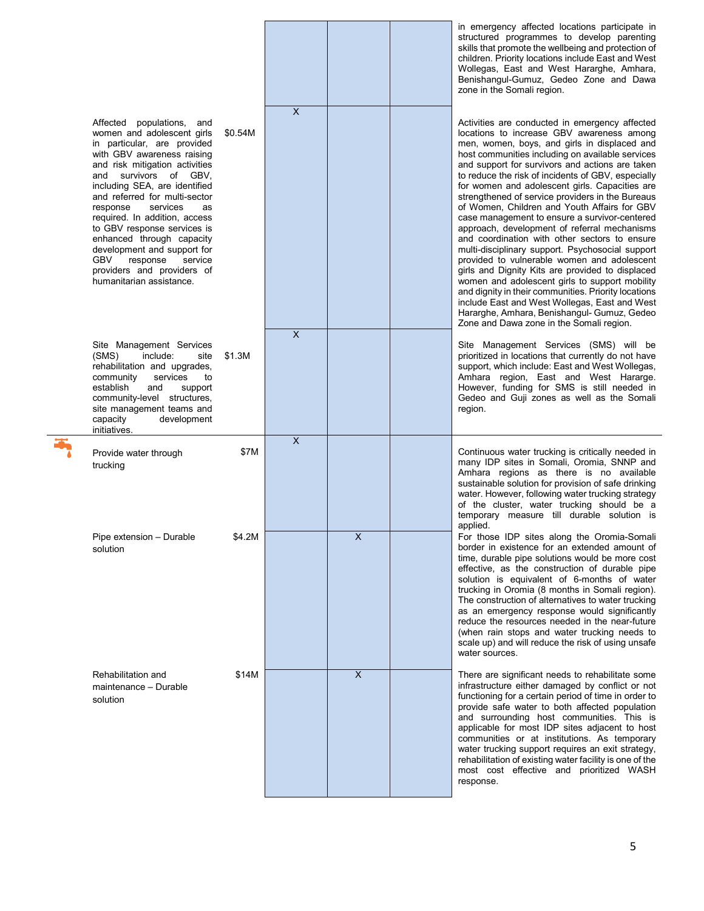| | Activity | Budget | | | | Description |
|---|---|---|---|---|---|---|
| | | | | | | in emergency affected locations participate in structured programmes to develop parenting skills that promote the wellbeing and protection of children. Priority locations include East and West Wollegas, East and West Hararghe, Amhara, Benishangul-Gumuz, Gedeo Zone and Dawa zone in the Somali region. |
| | Affected populations, and women and adolescent girls in particular, are provided with GBV awareness raising and risk mitigation activities and survivors of GBV, including SEA, are identified and referred for multi-sector response services as required. In addition, access to GBV response services is enhanced through capacity development and support for GBV response service providers and providers of humanitarian assistance. | $0.54M | X | | | Activities are conducted in emergency affected locations to increase GBV awareness among men, women, boys, and girls in displaced and host communities including on available services and support for survivors and actions are taken to reduce the risk of incidents of GBV, especially for women and adolescent girls. Capacities are strengthened of service providers in the Bureaus of Women, Children and Youth Affairs for GBV case management to ensure a survivor-centered approach, development of referral mechanisms and coordination with other sectors to ensure multi-disciplinary support. Psychosocial support provided to vulnerable women and adolescent girls and Dignity Kits are provided to displaced women and adolescent girls to support mobility and dignity in their communities. Priority locations include East and West Wollegas, East and West Hararghe, Amhara, Benishangul- Gumuz, Gedeo Zone and Dawa zone in the Somali region. |
| | Site Management Services (SMS) include: site rehabilitation and upgrades, community services to establish and support community-level structures, site management teams and capacity development initiatives. | $1.3M | X | | | Site Management Services (SMS) will be prioritized in locations that currently do not have support, which include: East and West Wollegas, Amhara region, East and West Hararge. However, funding for SMS is still needed in Gedeo and Guji zones as well as the Somali region. |
| WASH | Provide water through trucking | $7M | X | | | Continuous water trucking is critically needed in many IDP sites in Somali, Oromia, SNNP and Amhara regions as there is no available sustainable solution for provision of safe drinking water. However, following water trucking strategy of the cluster, water trucking should be a temporary measure till durable solution is applied. |
| | Pipe extension – Durable solution | $4.2M | | X | | For those IDP sites along the Oromia-Somali border in existence for an extended amount of time, durable pipe solutions would be more cost effective, as the construction of durable pipe solution is equivalent of 6-months of water trucking in Oromia (8 months in Somali region). The construction of alternatives to water trucking as an emergency response would significantly reduce the resources needed in the near-future (when rain stops and water trucking needs to scale up) and will reduce the risk of using unsafe water sources. |
| | Rehabilitation and maintenance – Durable solution | $14M | | X | | There are significant needs to rehabilitate some infrastructure either damaged by conflict or not functioning for a certain period of time in order to provide safe water to both affected population and surrounding host communities. This is applicable for most IDP sites adjacent to host communities or at institutions. As temporary water trucking support requires an exit strategy, rehabilitation of existing water facility is one of the most cost effective and prioritized WASH response. |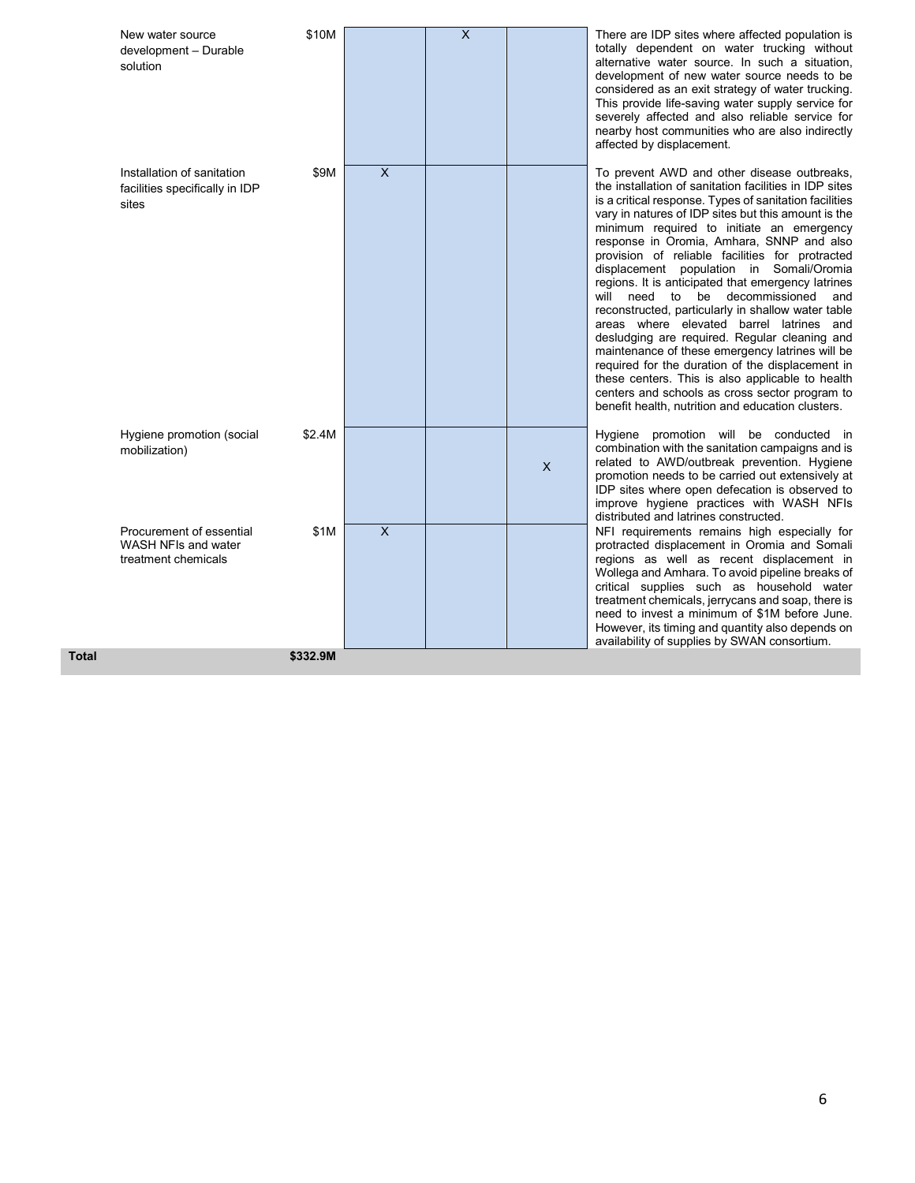| | Activity | Budget | | | | Justification |
|---|---|---|---|---|---|---|
| | New water source development – Durable solution | $10M | | X | | There are IDP sites where affected population is totally dependent on water trucking without alternative water source. In such a situation, development of new water source needs to be considered as an exit strategy of water trucking. This provide life-saving water supply service for severely affected and also reliable service for nearby host communities who are also indirectly affected by displacement. |
| | Installation of sanitation facilities specifically in IDP sites | $9M | X | | | To prevent AWD and other disease outbreaks, the installation of sanitation facilities in IDP sites is a critical response. Types of sanitation facilities vary in natures of IDP sites but this amount is the minimum required to initiate an emergency response in Oromia, Amhara, SNNP and also provision of reliable facilities for protracted displacement population in Somali/Oromia regions. It is anticipated that emergency latrines will need to be decommissioned and reconstructed, particularly in shallow water table areas where elevated barrel latrines and desludging are required. Regular cleaning and maintenance of these emergency latrines will be required for the duration of the displacement in these centers. This is also applicable to health centers and schools as cross sector program to benefit health, nutrition and education clusters. |
| | Hygiene promotion (social mobilization) | $2.4M | | | X | Hygiene promotion will be conducted in combination with the sanitation campaigns and is related to AWD/outbreak prevention. Hygiene promotion needs to be carried out extensively at IDP sites where open defecation is observed to improve hygiene practices with WASH NFIs distributed and latrines constructed. |
| | Procurement of essential WASH NFIs and water treatment chemicals | $1M | X | | | NFI requirements remains high especially for protracted displacement in Oromia and Somali regions as well as recent displacement in Wollega and Amhara. To avoid pipeline breaks of critical supplies such as household water treatment chemicals, jerrycans and soap, there is need to invest a minimum of $1M before June. However, its timing and quantity also depends on availability of supplies by SWAN consortium. |
| **Total** | | **$332.9M** | | | | |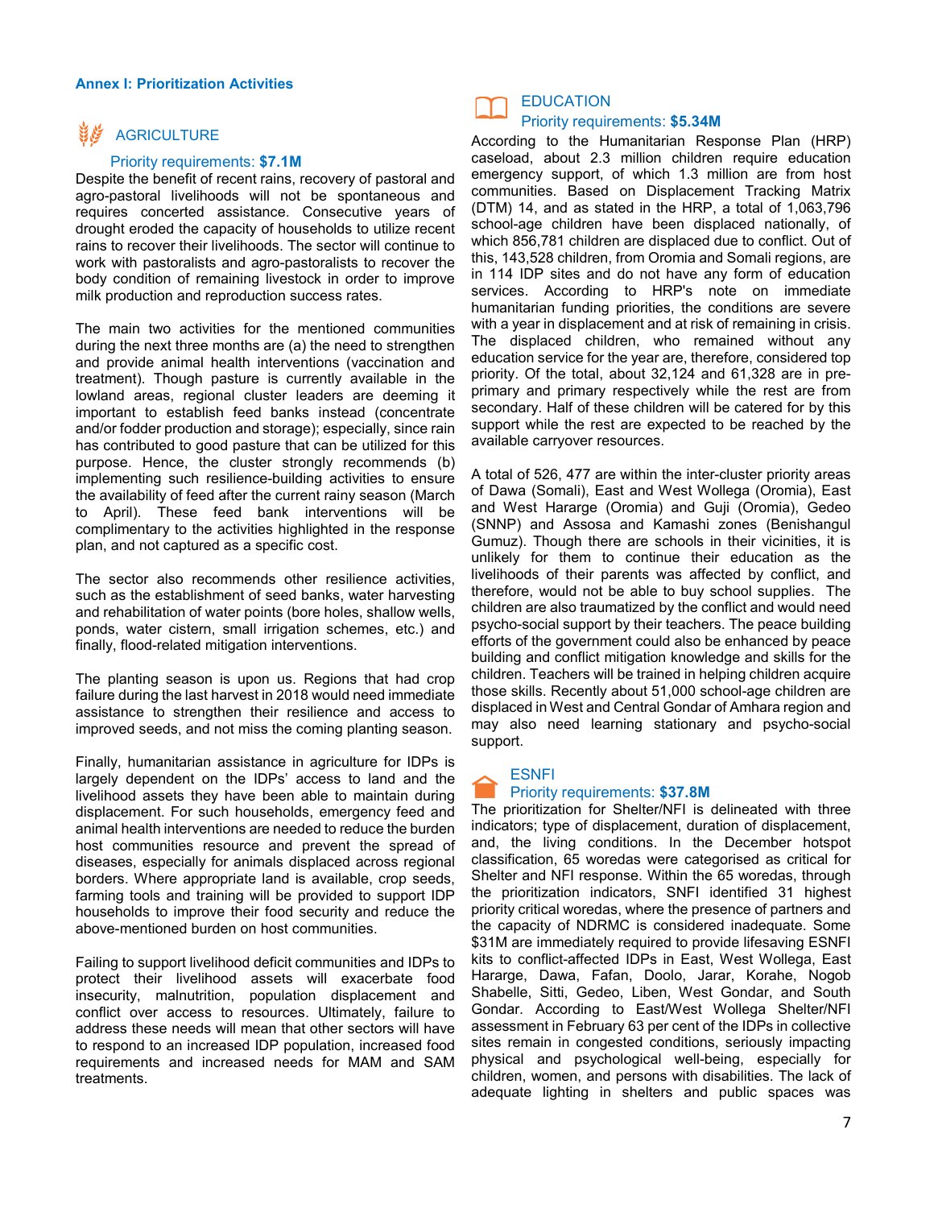## Annex I: Prioritization Activities

### AGRICULTURE

Priority requirements: **$7.1M**

Despite the benefit of recent rains, recovery of pastoral and agro-pastoral livelihoods will not be spontaneous and requires concerted assistance. Consecutive years of drought eroded the capacity of households to utilize recent rains to recover their livelihoods. The sector will continue to work with pastoralists and agro-pastoralists to recover the body condition of remaining livestock in order to improve milk production and reproduction success rates.

The main two activities for the mentioned communities during the next three months are (a) the need to strengthen and provide animal health interventions (vaccination and treatment). Though pasture is currently available in the lowland areas, regional cluster leaders are deeming it important to establish feed banks instead (concentrate and/or fodder production and storage); especially, since rain has contributed to good pasture that can be utilized for this purpose. Hence, the cluster strongly recommends (b) implementing such resilience-building activities to ensure the availability of feed after the current rainy season (March to April). These feed bank interventions will be complimentary to the activities highlighted in the response plan, and not captured as a specific cost.

The sector also recommends other resilience activities, such as the establishment of seed banks, water harvesting and rehabilitation of water points (bore holes, shallow wells, ponds, water cistern, small irrigation schemes, etc.) and finally, flood-related mitigation interventions.

The planting season is upon us. Regions that had crop failure during the last harvest in 2018 would need immediate assistance to strengthen their resilience and access to improved seeds, and not miss the coming planting season.

Finally, humanitarian assistance in agriculture for IDPs is largely dependent on the IDPs' access to land and the livelihood assets they have been able to maintain during displacement. For such households, emergency feed and animal health interventions are needed to reduce the burden host communities resource and prevent the spread of diseases, especially for animals displaced across regional borders. Where appropriate land is available, crop seeds, farming tools and training will be provided to support IDP households to improve their food security and reduce the above-mentioned burden on host communities.

Failing to support livelihood deficit communities and IDPs to protect their livelihood assets will exacerbate food insecurity, malnutrition, population displacement and conflict over access to resources. Ultimately, failure to address these needs will mean that other sectors will have to respond to an increased IDP population, increased food requirements and increased needs for MAM and SAM treatments.

### EDUCATION

Priority requirements: **$5.34M**

According to the Humanitarian Response Plan (HRP) caseload, about 2.3 million children require education emergency support, of which 1.3 million are from host communities. Based on Displacement Tracking Matrix (DTM) 14, and as stated in the HRP, a total of 1,063,796 school-age children have been displaced nationally, of which 856,781 children are displaced due to conflict. Out of this, 143,528 children, from Oromia and Somali regions, are in 114 IDP sites and do not have any form of education services. According to HRP's note on immediate humanitarian funding priorities, the conditions are severe with a year in displacement and at risk of remaining in crisis. The displaced children, who remained without any education service for the year are, therefore, considered top priority. Of the total, about 32,124 and 61,328 are in pre-primary and primary respectively while the rest are from secondary. Half of these children will be catered for by this support while the rest are expected to be reached by the available carryover resources.

A total of 526, 477 are within the inter-cluster priority areas of Dawa (Somali), East and West Wollega (Oromia), East and West Hararge (Oromia) and Guji (Oromia), Gedeo (SNNP) and Assosa and Kamashi zones (Benishangul Gumuz). Though there are schools in their vicinities, it is unlikely for them to continue their education as the livelihoods of their parents was affected by conflict, and therefore, would not be able to buy school supplies. The children are also traumatized by the conflict and would need psycho-social support by their teachers. The peace building efforts of the government could also be enhanced by peace building and conflict mitigation knowledge and skills for the children. Teachers will be trained in helping children acquire those skills. Recently about 51,000 school-age children are displaced in West and Central Gondar of Amhara region and may also need learning stationary and psycho-social support.

### ESNFI

Priority requirements: **$37.8M**

The prioritization for Shelter/NFI is delineated with three indicators; type of displacement, duration of displacement, and, the living conditions. In the December hotspot classification, 65 woredas were categorised as critical for Shelter and NFI response. Within the 65 woredas, through the prioritization indicators, SNFI identified 31 highest priority critical woredas, where the presence of partners and the capacity of NDRMC is considered inadequate. Some $31M are immediately required to provide lifesaving ESNFI kits to conflict-affected IDPs in East, West Wollega, East Hararge, Dawa, Fafan, Doolo, Jarar, Korahe, Nogob Shabelle, Sitti, Gedeo, Liben, West Gondar, and South Gondar. According to East/West Wollega Shelter/NFI assessment in February 63 per cent of the IDPs in collective sites remain in congested conditions, seriously impacting physical and psychological well-being, especially for children, women, and persons with disabilities. The lack of adequate lighting in shelters and public spaces was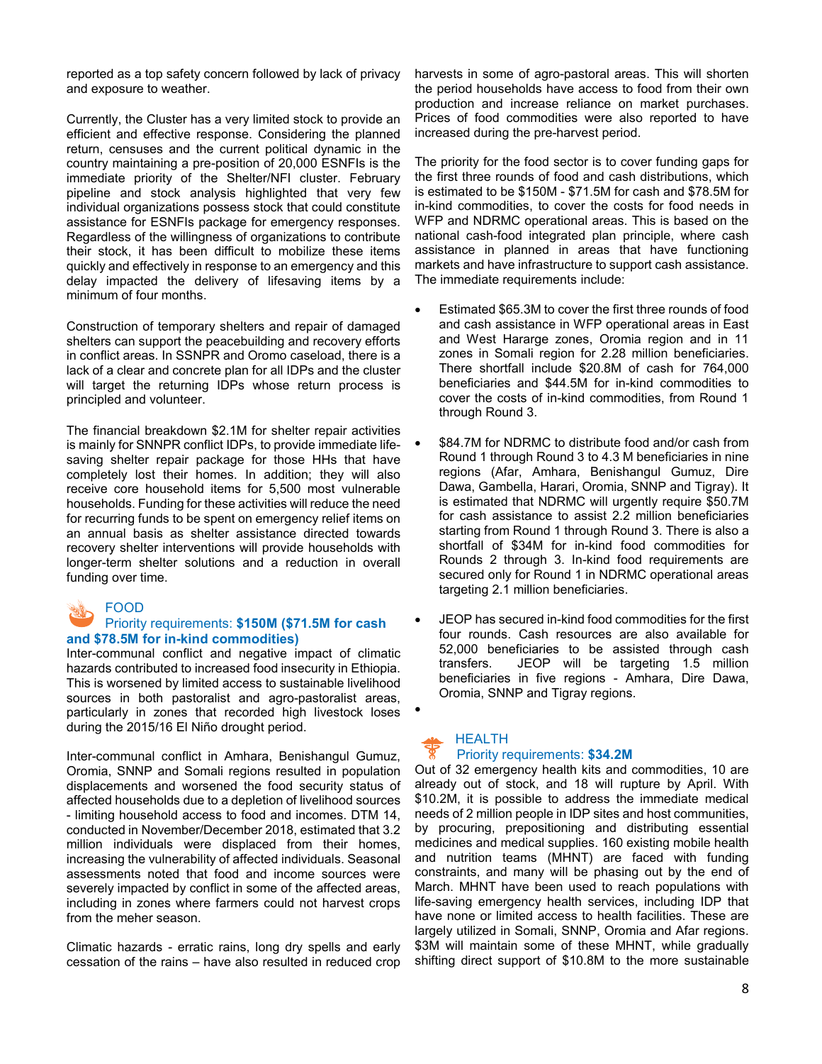reported as a top safety concern followed by lack of privacy and exposure to weather.

Currently, the Cluster has a very limited stock to provide an efficient and effective response. Considering the planned return, censuses and the current political dynamic in the country maintaining a pre-position of 20,000 ESNFIs is the immediate priority of the Shelter/NFI cluster. February pipeline and stock analysis highlighted that very few individual organizations possess stock that could constitute assistance for ESNFIs package for emergency responses. Regardless of the willingness of organizations to contribute their stock, it has been difficult to mobilize these items quickly and effectively in response to an emergency and this delay impacted the delivery of lifesaving items by a minimum of four months.

Construction of temporary shelters and repair of damaged shelters can support the peacebuilding and recovery efforts in conflict areas. In SSNPR and Oromo caseload, there is a lack of a clear and concrete plan for all IDPs and the cluster will target the returning IDPs whose return process is principled and volunteer.

The financial breakdown $2.1M for shelter repair activities is mainly for SNNPR conflict IDPs, to provide immediate life-saving shelter repair package for those HHs that have completely lost their homes. In addition; they will also receive core household items for 5,500 most vulnerable households. Funding for these activities will reduce the need for recurring funds to be spent on emergency relief items on an annual basis as shelter assistance directed towards recovery shelter interventions will provide households with longer-term shelter solutions and a reduction in overall funding over time.

## FOOD

Priority requirements: **$150M ($71.5M for cash and $78.5M for in-kind commodities)**

Inter-communal conflict and negative impact of climatic hazards contributed to increased food insecurity in Ethiopia. This is worsened by limited access to sustainable livelihood sources in both pastoralist and agro-pastoralist areas, particularly in zones that recorded high livestock loses during the 2015/16 El Niño drought period.

Inter-communal conflict in Amhara, Benishangul Gumuz, Oromia, SNNP and Somali regions resulted in population displacements and worsened the food security status of affected households due to a depletion of livelihood sources - limiting household access to food and incomes. DTM 14, conducted in November/December 2018, estimated that 3.2 million individuals were displaced from their homes, increasing the vulnerability of affected individuals. Seasonal assessments noted that food and income sources were severely impacted by conflict in some of the affected areas, including in zones where farmers could not harvest crops from the meher season.

Climatic hazards - erratic rains, long dry spells and early cessation of the rains – have also resulted in reduced crop harvests in some of agro-pastoral areas. This will shorten the period households have access to food from their own production and increase reliance on market purchases. Prices of food commodities were also reported to have increased during the pre-harvest period.

The priority for the food sector is to cover funding gaps for the first three rounds of food and cash distributions, which is estimated to be $150M - $71.5M for cash and $78.5M for in-kind commodities, to cover the costs for food needs in WFP and NDRMC operational areas. This is based on the national cash-food integrated plan principle, where cash assistance in planned in areas that have functioning markets and have infrastructure to support cash assistance. The immediate requirements include:

- Estimated $65.3M to cover the first three rounds of food and cash assistance in WFP operational areas in East and West Hararge zones, Oromia region and in 11 zones in Somali region for 2.28 million beneficiaries. There shortfall include $20.8M of cash for 764,000 beneficiaries and $44.5M for in-kind commodities to cover the costs of in-kind commodities, from Round 1 through Round 3.
- $84.7M for NDRMC to distribute food and/or cash from Round 1 through Round 3 to 4.3 M beneficiaries in nine regions (Afar, Amhara, Benishangul Gumuz, Dire Dawa, Gambella, Harari, Oromia, SNNP and Tigray). It is estimated that NDRMC will urgently require $50.7M for cash assistance to assist 2.2 million beneficiaries starting from Round 1 through Round 3. There is also a shortfall of $34M for in-kind food commodities for Rounds 2 through 3. In-kind food requirements are secured only for Round 1 in NDRMC operational areas targeting 2.1 million beneficiaries.
- JEOP has secured in-kind food commodities for the first four rounds. Cash resources are also available for 52,000 beneficiaries to be assisted through cash transfers. JEOP will be targeting 1.5 million beneficiaries in five regions - Amhara, Dire Dawa, Oromia, SNNP and Tigray regions.

## HEALTH

Priority requirements: **$34.2M**

Out of 32 emergency health kits and commodities, 10 are already out of stock, and 18 will rupture by April. With $10.2M, it is possible to address the immediate medical needs of 2 million people in IDP sites and host communities, by procuring, prepositioning and distributing essential medicines and medical supplies. 160 existing mobile health and nutrition teams (MHNT) are faced with funding constraints, and many will be phasing out by the end of March. MHNT have been used to reach populations with life-saving emergency health services, including IDP that have none or limited access to health facilities. These are largely utilized in Somali, SNNP, Oromia and Afar regions. $3M will maintain some of these MHNT, while gradually shifting direct support of $10.8M to the more sustainable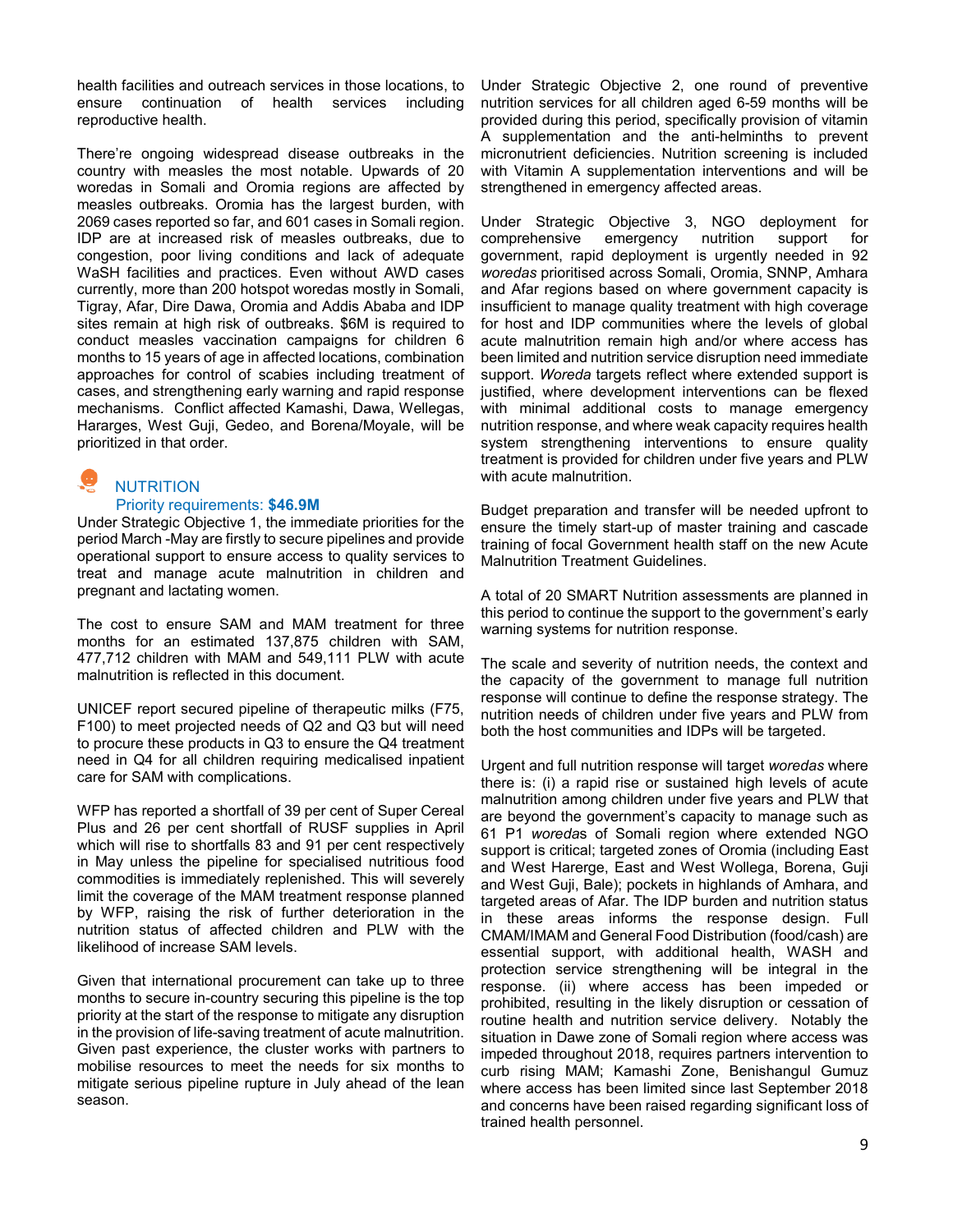health facilities and outreach services in those locations, to ensure continuation of health services including reproductive health.

There're ongoing widespread disease outbreaks in the country with measles the most notable. Upwards of 20 woredas in Somali and Oromia regions are affected by measles outbreaks. Oromia has the largest burden, with 2069 cases reported so far, and 601 cases in Somali region. IDP are at increased risk of measles outbreaks, due to congestion, poor living conditions and lack of adequate WaSH facilities and practices. Even without AWD cases currently, more than 200 hotspot woredas mostly in Somali, Tigray, Afar, Dire Dawa, Oromia and Addis Ababa and IDP sites remain at high risk of outbreaks. $6M is required to conduct measles vaccination campaigns for children 6 months to 15 years of age in affected locations, combination approaches for control of scabies including treatment of cases, and strengthening early warning and rapid response mechanisms. Conflict affected Kamashi, Dawa, Wellegas, Hararges, West Guji, Gedeo, and Borena/Moyale, will be prioritized in that order.

## NUTRITION

Priority requirements: **$46.9M**

Under Strategic Objective 1, the immediate priorities for the period March -May are firstly to secure pipelines and provide operational support to ensure access to quality services to treat and manage acute malnutrition in children and pregnant and lactating women.

The cost to ensure SAM and MAM treatment for three months for an estimated 137,875 children with SAM, 477,712 children with MAM and 549,111 PLW with acute malnutrition is reflected in this document.

UNICEF report secured pipeline of therapeutic milks (F75, F100) to meet projected needs of Q2 and Q3 but will need to procure these products in Q3 to ensure the Q4 treatment need in Q4 for all children requiring medicalised inpatient care for SAM with complications.

WFP has reported a shortfall of 39 per cent of Super Cereal Plus and 26 per cent shortfall of RUSF supplies in April which will rise to shortfalls 83 and 91 per cent respectively in May unless the pipeline for specialised nutritious food commodities is immediately replenished. This will severely limit the coverage of the MAM treatment response planned by WFP, raising the risk of further deterioration in the nutrition status of affected children and PLW with the likelihood of increase SAM levels.

Given that international procurement can take up to three months to secure in-country securing this pipeline is the top priority at the start of the response to mitigate any disruption in the provision of life-saving treatment of acute malnutrition. Given past experience, the cluster works with partners to mobilise resources to meet the needs for six months to mitigate serious pipeline rupture in July ahead of the lean season.

Under Strategic Objective 2, one round of preventive nutrition services for all children aged 6-59 months will be provided during this period, specifically provision of vitamin A supplementation and the anti-helminths to prevent micronutrient deficiencies. Nutrition screening is included with Vitamin A supplementation interventions and will be strengthened in emergency affected areas.

Under Strategic Objective 3, NGO deployment for comprehensive emergency nutrition support for government, rapid deployment is urgently needed in 92 *woredas* prioritised across Somali, Oromia, SNNP, Amhara and Afar regions based on where government capacity is insufficient to manage quality treatment with high coverage for host and IDP communities where the levels of global acute malnutrition remain high and/or where access has been limited and nutrition service disruption need immediate support. *Woreda* targets reflect where extended support is justified, where development interventions can be flexed with minimal additional costs to manage emergency nutrition response, and where weak capacity requires health system strengthening interventions to ensure quality treatment is provided for children under five years and PLW with acute malnutrition.

Budget preparation and transfer will be needed upfront to ensure the timely start-up of master training and cascade training of focal Government health staff on the new Acute Malnutrition Treatment Guidelines.

A total of 20 SMART Nutrition assessments are planned in this period to continue the support to the government's early warning systems for nutrition response.

The scale and severity of nutrition needs, the context and the capacity of the government to manage full nutrition response will continue to define the response strategy. The nutrition needs of children under five years and PLW from both the host communities and IDPs will be targeted.

Urgent and full nutrition response will target *woredas* where there is: (i) a rapid rise or sustained high levels of acute malnutrition among children under five years and PLW that are beyond the government's capacity to manage such as 61 P1 *woreda*s of Somali region where extended NGO support is critical; targeted zones of Oromia (including East and West Harerge, East and West Wollega, Borena, Guji and West Guji, Bale); pockets in highlands of Amhara, and targeted areas of Afar. The IDP burden and nutrition status in these areas informs the response design. Full CMAM/IMAM and General Food Distribution (food/cash) are essential support, with additional health, WASH and protection service strengthening will be integral in the response. (ii) where access has been impeded or prohibited, resulting in the likely disruption or cessation of routine health and nutrition service delivery. Notably the situation in Dawe zone of Somali region where access was impeded throughout 2018, requires partners intervention to curb rising MAM; Kamashi Zone, Benishangul Gumuz where access has been limited since last September 2018 and concerns have been raised regarding significant loss of trained health personnel.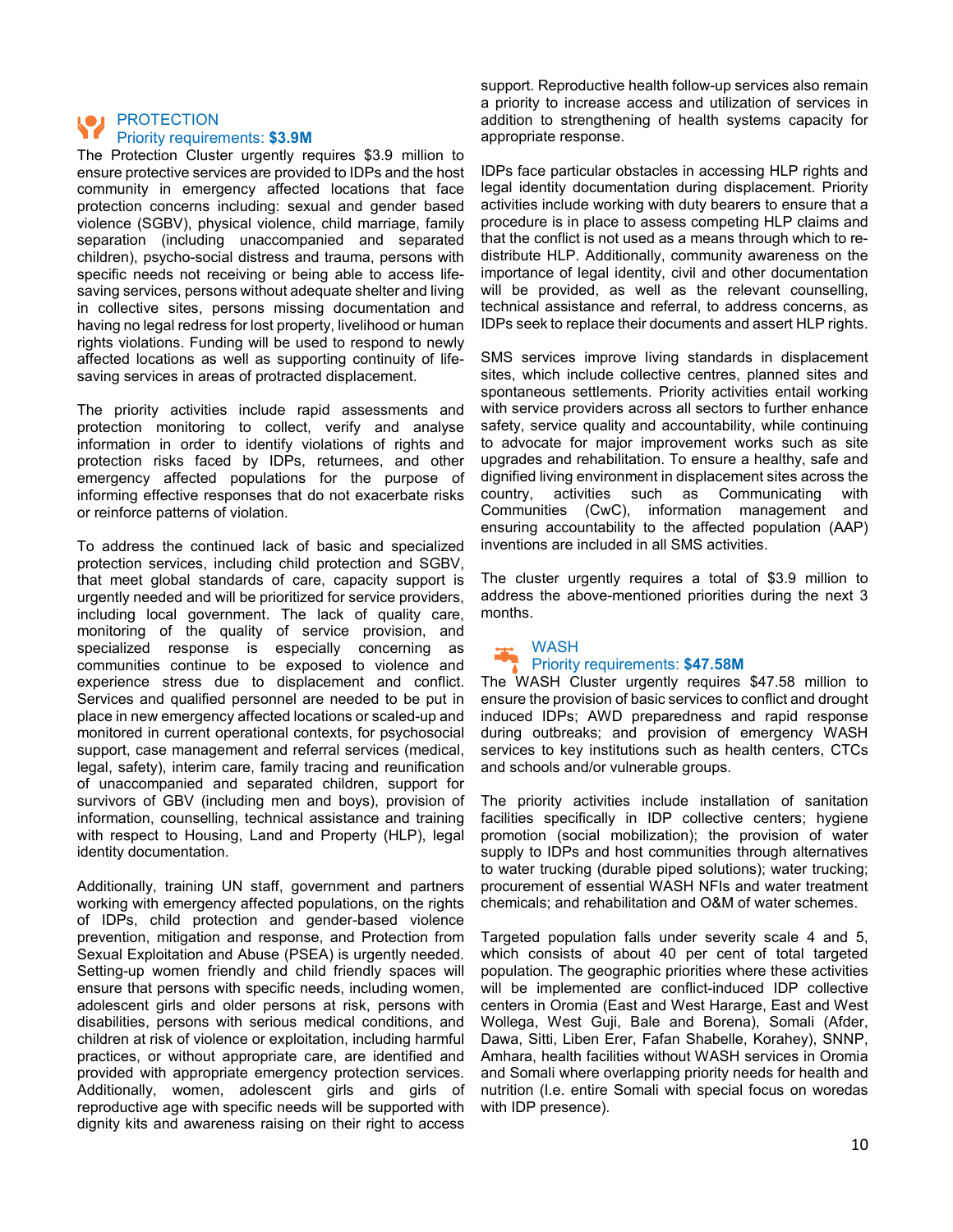## PROTECTION

Priority requirements: **$3.9M**

The Protection Cluster urgently requires $3.9 million to ensure protective services are provided to IDPs and the host community in emergency affected locations that face protection concerns including: sexual and gender based violence (SGBV), physical violence, child marriage, family separation (including unaccompanied and separated children), psycho-social distress and trauma, persons with specific needs not receiving or being able to access life-saving services, persons without adequate shelter and living in collective sites, persons missing documentation and having no legal redress for lost property, livelihood or human rights violations. Funding will be used to respond to newly affected locations as well as supporting continuity of life-saving services in areas of protracted displacement.

The priority activities include rapid assessments and protection monitoring to collect, verify and analyse information in order to identify violations of rights and protection risks faced by IDPs, returnees, and other emergency affected populations for the purpose of informing effective responses that do not exacerbate risks or reinforce patterns of violation.

To address the continued lack of basic and specialized protection services, including child protection and SGBV, that meet global standards of care, capacity support is urgently needed and will be prioritized for service providers, including local government. The lack of quality care, monitoring of the quality of service provision, and specialized response is especially concerning as communities continue to be exposed to violence and experience stress due to displacement and conflict. Services and qualified personnel are needed to be put in place in new emergency affected locations or scaled-up and monitored in current operational contexts, for psychosocial support, case management and referral services (medical, legal, safety), interim care, family tracing and reunification of unaccompanied and separated children, support for survivors of GBV (including men and boys), provision of information, counselling, technical assistance and training with respect to Housing, Land and Property (HLP), legal identity documentation.

Additionally, training UN staff, government and partners working with emergency affected populations, on the rights of IDPs, child protection and gender-based violence prevention, mitigation and response, and Protection from Sexual Exploitation and Abuse (PSEA) is urgently needed. Setting-up women friendly and child friendly spaces will ensure that persons with specific needs, including women, adolescent girls and older persons at risk, persons with disabilities, persons with serious medical conditions, and children at risk of violence or exploitation, including harmful practices, or without appropriate care, are identified and provided with appropriate emergency protection services. Additionally, women, adolescent girls and girls of reproductive age with specific needs will be supported with dignity kits and awareness raising on their right to access support. Reproductive health follow-up services also remain a priority to increase access and utilization of services in addition to strengthening of health systems capacity for appropriate response.

IDPs face particular obstacles in accessing HLP rights and legal identity documentation during displacement. Priority activities include working with duty bearers to ensure that a procedure is in place to assess competing HLP claims and that the conflict is not used as a means through which to re-distribute HLP. Additionally, community awareness on the importance of legal identity, civil and other documentation will be provided, as well as the relevant counselling, technical assistance and referral, to address concerns, as IDPs seek to replace their documents and assert HLP rights.

SMS services improve living standards in displacement sites, which include collective centres, planned sites and spontaneous settlements. Priority activities entail working with service providers across all sectors to further enhance safety, service quality and accountability, while continuing to advocate for major improvement works such as site upgrades and rehabilitation. To ensure a healthy, safe and dignified living environment in displacement sites across the country, activities such as Communicating with Communities (CwC), information management and ensuring accountability to the affected population (AAP) inventions are included in all SMS activities.

The cluster urgently requires a total of $3.9 million to address the above-mentioned priorities during the next 3 months.

## WASH

Priority requirements: **$47.58M**

The WASH Cluster urgently requires $47.58 million to ensure the provision of basic services to conflict and drought induced IDPs; AWD preparedness and rapid response during outbreaks; and provision of emergency WASH services to key institutions such as health centers, CTCs and schools and/or vulnerable groups.

The priority activities include installation of sanitation facilities specifically in IDP collective centers; hygiene promotion (social mobilization); the provision of water supply to IDPs and host communities through alternatives to water trucking (durable piped solutions); water trucking; procurement of essential WASH NFIs and water treatment chemicals; and rehabilitation and O&M of water schemes.

Targeted population falls under severity scale 4 and 5, which consists of about 40 per cent of total targeted population. The geographic priorities where these activities will be implemented are conflict-induced IDP collective centers in Oromia (East and West Hararge, East and West Wollega, West Guji, Bale and Borena), Somali (Afder, Dawa, Sitti, Liben Erer, Fafan Shabelle, Korahey), SNNP, Amhara, health facilities without WASH services in Oromia and Somali where overlapping priority needs for health and nutrition (I.e. entire Somali with special focus on woredas with IDP presence).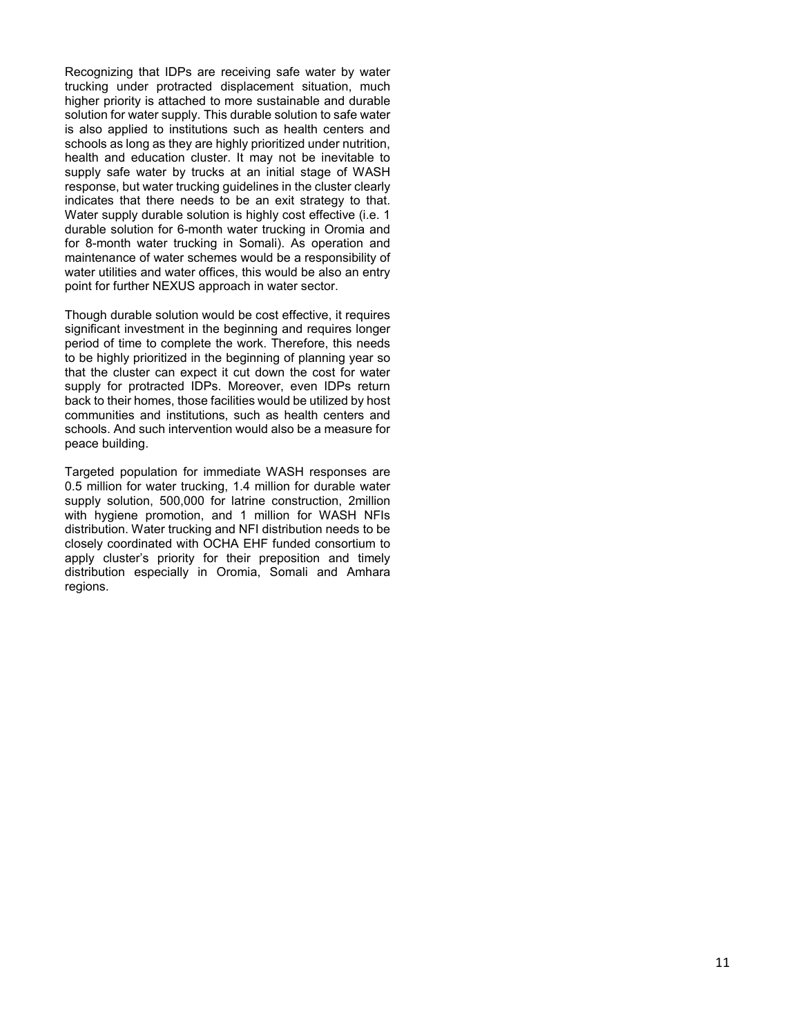Recognizing that IDPs are receiving safe water by water trucking under protracted displacement situation, much higher priority is attached to more sustainable and durable solution for water supply. This durable solution to safe water is also applied to institutions such as health centers and schools as long as they are highly prioritized under nutrition, health and education cluster. It may not be inevitable to supply safe water by trucks at an initial stage of WASH response, but water trucking guidelines in the cluster clearly indicates that there needs to be an exit strategy to that. Water supply durable solution is highly cost effective (i.e. 1 durable solution for 6-month water trucking in Oromia and for 8-month water trucking in Somali). As operation and maintenance of water schemes would be a responsibility of water utilities and water offices, this would be also an entry point for further NEXUS approach in water sector.

Though durable solution would be cost effective, it requires significant investment in the beginning and requires longer period of time to complete the work. Therefore, this needs to be highly prioritized in the beginning of planning year so that the cluster can expect it cut down the cost for water supply for protracted IDPs. Moreover, even IDPs return back to their homes, those facilities would be utilized by host communities and institutions, such as health centers and schools. And such intervention would also be a measure for peace building.

Targeted population for immediate WASH responses are 0.5 million for water trucking, 1.4 million for durable water supply solution, 500,000 for latrine construction, 2million with hygiene promotion, and 1 million for WASH NFIs distribution. Water trucking and NFI distribution needs to be closely coordinated with OCHA EHF funded consortium to apply cluster's priority for their preposition and timely distribution especially in Oromia, Somali and Amhara regions.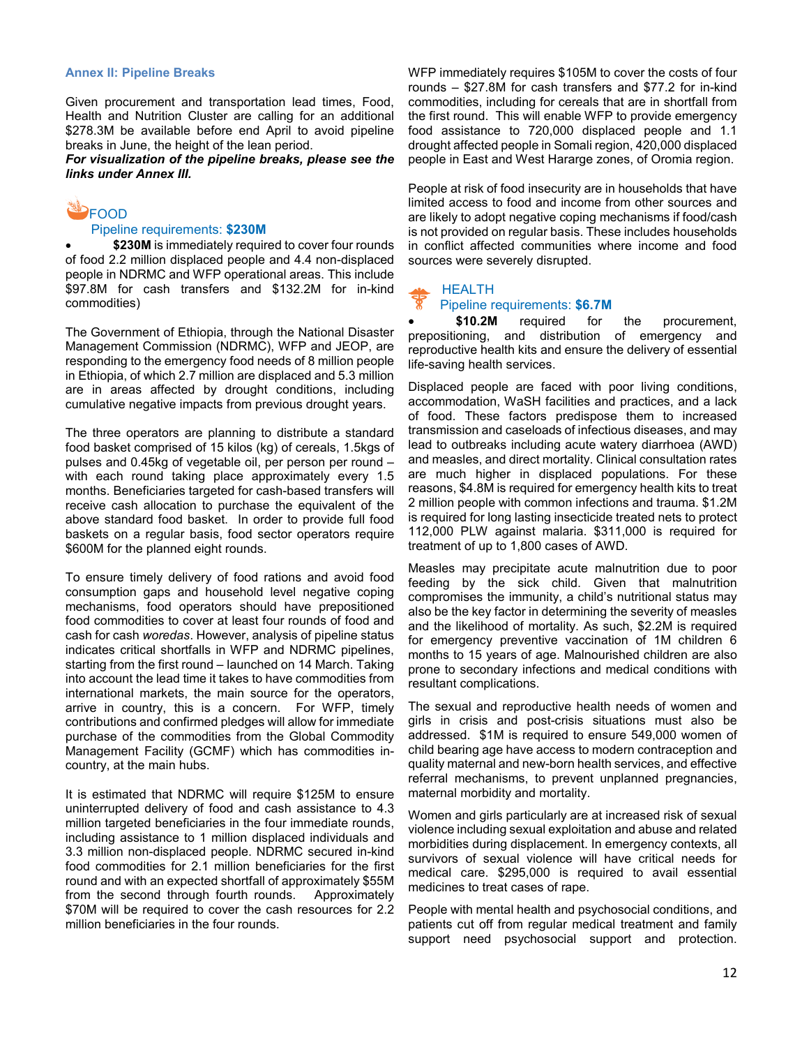## Annex II: Pipeline Breaks

Given procurement and transportation lead times, Food, Health and Nutrition Cluster are calling for an additional $278.3M be available before end April to avoid pipeline breaks in June, the height of the lean period.

***For visualization of the pipeline breaks, please see the links under Annex III.***

### FOOD

Pipeline requirements: **$230M**

- **$230M** is immediately required to cover four rounds of food 2.2 million displaced people and 4.4 non-displaced people in NDRMC and WFP operational areas. This include $97.8M for cash transfers and $132.2M for in-kind commodities)

The Government of Ethiopia, through the National Disaster Management Commission (NDRMC), WFP and JEOP, are responding to the emergency food needs of 8 million people in Ethiopia, of which 2.7 million are displaced and 5.3 million are in areas affected by drought conditions, including cumulative negative impacts from previous drought years.

The three operators are planning to distribute a standard food basket comprised of 15 kilos (kg) of cereals, 1.5kgs of pulses and 0.45kg of vegetable oil, per person per round – with each round taking place approximately every 1.5 months. Beneficiaries targeted for cash-based transfers will receive cash allocation to purchase the equivalent of the above standard food basket. In order to provide full food baskets on a regular basis, food sector operators require $600M for the planned eight rounds.

To ensure timely delivery of food rations and avoid food consumption gaps and household level negative coping mechanisms, food operators should have prepositioned food commodities to cover at least four rounds of food and cash for cash *woredas*. However, analysis of pipeline status indicates critical shortfalls in WFP and NDRMC pipelines, starting from the first round – launched on 14 March. Taking into account the lead time it takes to have commodities from international markets, the main source for the operators, arrive in country, this is a concern. For WFP, timely contributions and confirmed pledges will allow for immediate purchase of the commodities from the Global Commodity Management Facility (GCMF) which has commodities in-country, at the main hubs.

It is estimated that NDRMC will require $125M to ensure uninterrupted delivery of food and cash assistance to 4.3 million targeted beneficiaries in the four immediate rounds, including assistance to 1 million displaced individuals and 3.3 million non-displaced people. NDRMC secured in-kind food commodities for 2.1 million beneficiaries for the first round and with an expected shortfall of approximately $55M from the second through fourth rounds. Approximately $70M will be required to cover the cash resources for 2.2 million beneficiaries in the four rounds.

WFP immediately requires $105M to cover the costs of four rounds – $27.8M for cash transfers and $77.2 for in-kind commodities, including for cereals that are in shortfall from the first round. This will enable WFP to provide emergency food assistance to 720,000 displaced people and 1.1 drought affected people in Somali region, 420,000 displaced people in East and West Hararge zones, of Oromia region.

People at risk of food insecurity are in households that have limited access to food and income from other sources and are likely to adopt negative coping mechanisms if food/cash is not provided on regular basis. These includes households in conflict affected communities where income and food sources were severely disrupted.

### HEALTH

Pipeline requirements: **$6.7M**

- **$10.2M** required for the procurement, prepositioning, and distribution of emergency and reproductive health kits and ensure the delivery of essential life-saving health services.

Displaced people are faced with poor living conditions, accommodation, WaSH facilities and practices, and a lack of food. These factors predispose them to increased transmission and caseloads of infectious diseases, and may lead to outbreaks including acute watery diarrhoea (AWD) and measles, and direct mortality. Clinical consultation rates are much higher in displaced populations. For these reasons, $4.8M is required for emergency health kits to treat 2 million people with common infections and trauma. $1.2M is required for long lasting insecticide treated nets to protect 112,000 PLW against malaria. $311,000 is required for treatment of up to 1,800 cases of AWD.

Measles may precipitate acute malnutrition due to poor feeding by the sick child. Given that malnutrition compromises the immunity, a child's nutritional status may also be the key factor in determining the severity of measles and the likelihood of mortality. As such, $2.2M is required for emergency preventive vaccination of 1M children 6 months to 15 years of age. Malnourished children are also prone to secondary infections and medical conditions with resultant complications.

The sexual and reproductive health needs of women and girls in crisis and post-crisis situations must also be addressed. $1M is required to ensure 549,000 women of child bearing age have access to modern contraception and quality maternal and new-born health services, and effective referral mechanisms, to prevent unplanned pregnancies, maternal morbidity and mortality.

Women and girls particularly are at increased risk of sexual violence including sexual exploitation and abuse and related morbidities during displacement. In emergency contexts, all survivors of sexual violence will have critical needs for medical care. $295,000 is required to avail essential medicines to treat cases of rape.

People with mental health and psychosocial conditions, and patients cut off from regular medical treatment and family support need psychosocial support and protection.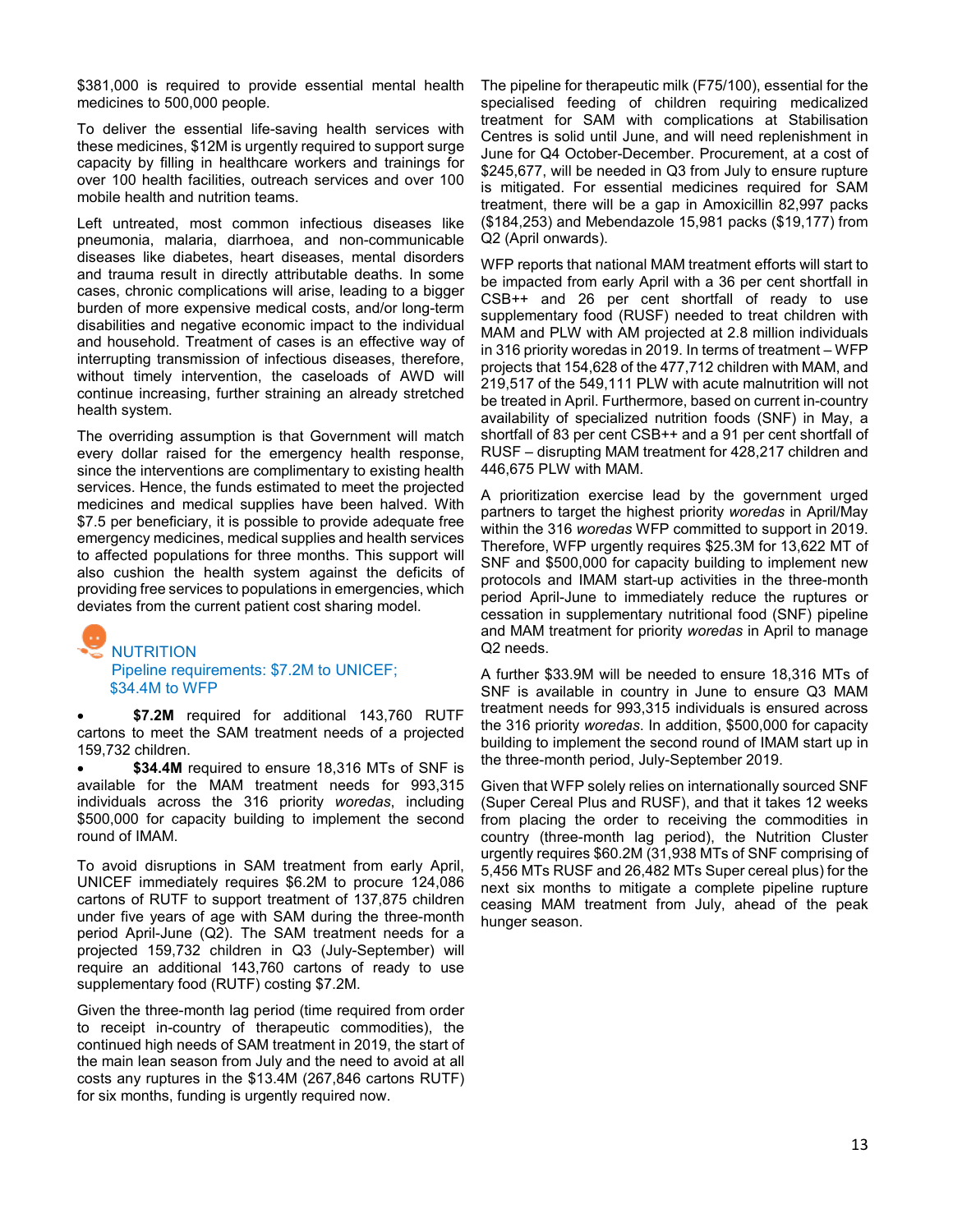$381,000 is required to provide essential mental health medicines to 500,000 people.

To deliver the essential life-saving health services with these medicines, $12M is urgently required to support surge capacity by filling in healthcare workers and trainings for over 100 health facilities, outreach services and over 100 mobile health and nutrition teams.

Left untreated, most common infectious diseases like pneumonia, malaria, diarrhoea, and non-communicable diseases like diabetes, heart diseases, mental disorders and trauma result in directly attributable deaths. In some cases, chronic complications will arise, leading to a bigger burden of more expensive medical costs, and/or long-term disabilities and negative economic impact to the individual and household. Treatment of cases is an effective way of interrupting transmission of infectious diseases, therefore, without timely intervention, the caseloads of AWD will continue increasing, further straining an already stretched health system.

The overriding assumption is that Government will match every dollar raised for the emergency health response, since the interventions are complimentary to existing health services. Hence, the funds estimated to meet the projected medicines and medical supplies have been halved. With $7.5 per beneficiary, it is possible to provide adequate free emergency medicines, medical supplies and health services to affected populations for three months. This support will also cushion the health system against the deficits of providing free services to populations in emergencies, which deviates from the current patient cost sharing model.

## NUTRITION

Pipeline requirements: $7.2M to UNICEF; $34.4M to WFP

- **$7.2M** required for additional 143,760 RUTF cartons to meet the SAM treatment needs of a projected 159,732 children.
- **$34.4M** required to ensure 18,316 MTs of SNF is available for the MAM treatment needs for 993,315 individuals across the 316 priority *woredas*, including $500,000 for capacity building to implement the second round of IMAM.

To avoid disruptions in SAM treatment from early April, UNICEF immediately requires $6.2M to procure 124,086 cartons of RUTF to support treatment of 137,875 children under five years of age with SAM during the three-month period April-June (Q2). The SAM treatment needs for a projected 159,732 children in Q3 (July-September) will require an additional 143,760 cartons of ready to use supplementary food (RUTF) costing $7.2M.

Given the three-month lag period (time required from order to receipt in-country of therapeutic commodities), the continued high needs of SAM treatment in 2019, the start of the main lean season from July and the need to avoid at all costs any ruptures in the $13.4M (267,846 cartons RUTF) for six months, funding is urgently required now.

The pipeline for therapeutic milk (F75/100), essential for the specialised feeding of children requiring medicalized treatment for SAM with complications at Stabilisation Centres is solid until June, and will need replenishment in June for Q4 October-December. Procurement, at a cost of $245,677, will be needed in Q3 from July to ensure rupture is mitigated. For essential medicines required for SAM treatment, there will be a gap in Amoxicillin 82,997 packs ($184,253) and Mebendazole 15,981 packs ($19,177) from Q2 (April onwards).

WFP reports that national MAM treatment efforts will start to be impacted from early April with a 36 per cent shortfall in CSB++ and 26 per cent shortfall of ready to use supplementary food (RUSF) needed to treat children with MAM and PLW with AM projected at 2.8 million individuals in 316 priority woredas in 2019. In terms of treatment – WFP projects that 154,628 of the 477,712 children with MAM, and 219,517 of the 549,111 PLW with acute malnutrition will not be treated in April. Furthermore, based on current in-country availability of specialized nutrition foods (SNF) in May, a shortfall of 83 per cent CSB++ and a 91 per cent shortfall of RUSF – disrupting MAM treatment for 428,217 children and 446,675 PLW with MAM.

A prioritization exercise lead by the government urged partners to target the highest priority *woredas* in April/May within the 316 *woredas* WFP committed to support in 2019. Therefore, WFP urgently requires $25.3M for 13,622 MT of SNF and $500,000 for capacity building to implement new protocols and IMAM start-up activities in the three-month period April-June to immediately reduce the ruptures or cessation in supplementary nutritional food (SNF) pipeline and MAM treatment for priority *woredas* in April to manage Q2 needs.

A further $33.9M will be needed to ensure 18,316 MTs of SNF is available in country in June to ensure Q3 MAM treatment needs for 993,315 individuals is ensured across the 316 priority *woredas*. In addition, $500,000 for capacity building to implement the second round of IMAM start up in the three-month period, July-September 2019.

Given that WFP solely relies on internationally sourced SNF (Super Cereal Plus and RUSF), and that it takes 12 weeks from placing the order to receiving the commodities in country (three-month lag period), the Nutrition Cluster urgently requires $60.2M (31,938 MTs of SNF comprising of 5,456 MTs RUSF and 26,482 MTs Super cereal plus) for the next six months to mitigate a complete pipeline rupture ceasing MAM treatment from July, ahead of the peak hunger season.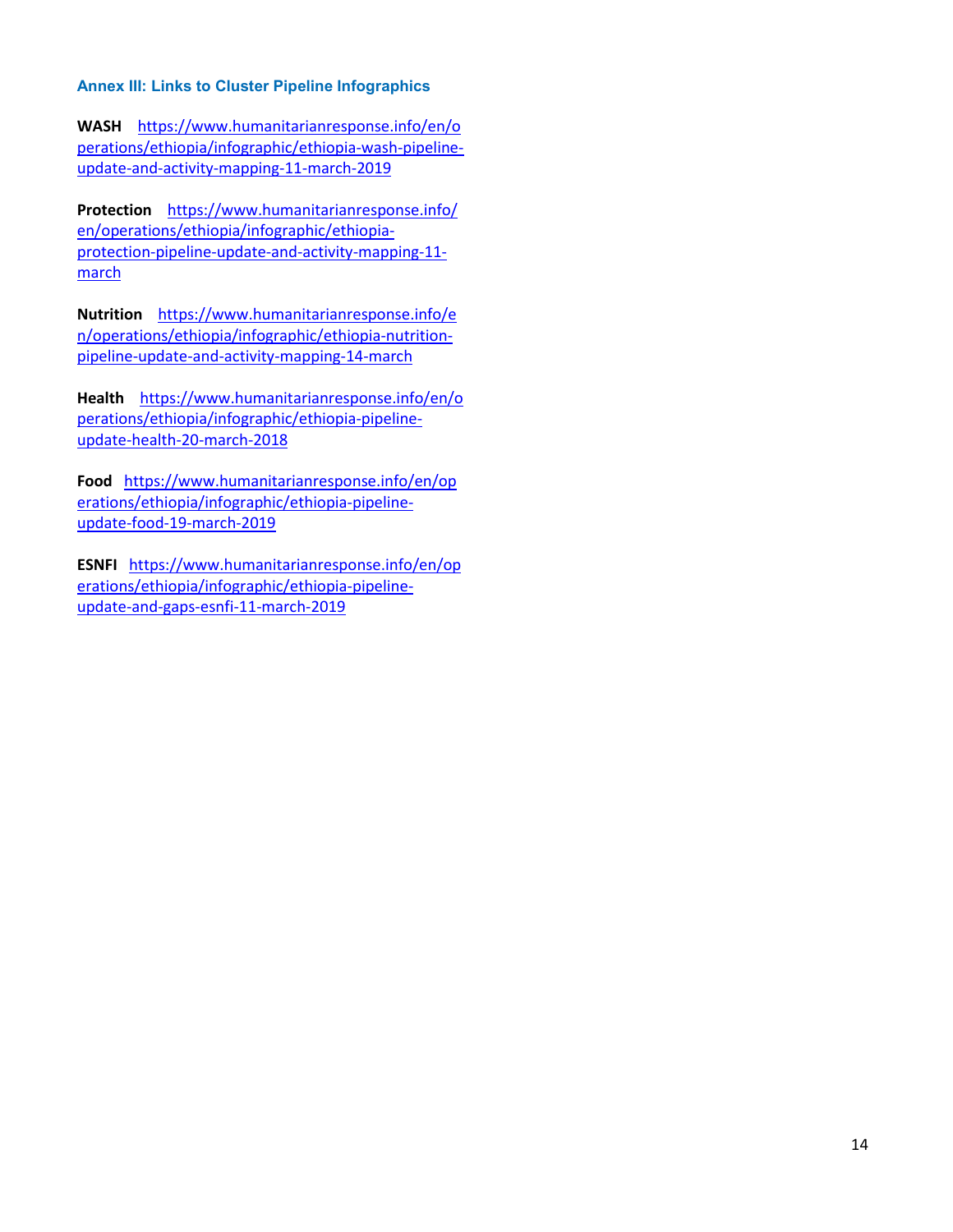### Annex III: Links to Cluster Pipeline Infographics

**WASH** https://www.humanitarianresponse.info/en/operations/ethiopia/infographic/ethiopia-wash-pipeline-update-and-activity-mapping-11-march-2019

**Protection** https://www.humanitarianresponse.info/en/operations/ethiopia/infographic/ethiopia-protection-pipeline-update-and-activity-mapping-11-march

**Nutrition** https://www.humanitarianresponse.info/en/operations/ethiopia/infographic/ethiopia-nutrition-pipeline-update-and-activity-mapping-14-march

**Health** https://www.humanitarianresponse.info/en/operations/ethiopia/infographic/ethiopia-pipeline-update-health-20-march-2018

**Food** https://www.humanitarianresponse.info/en/operations/ethiopia/infographic/ethiopia-pipeline-update-food-19-march-2019

**ESNFI** https://www.humanitarianresponse.info/en/operations/ethiopia/infographic/ethiopia-pipeline-update-and-gaps-esnfi-11-march-2019